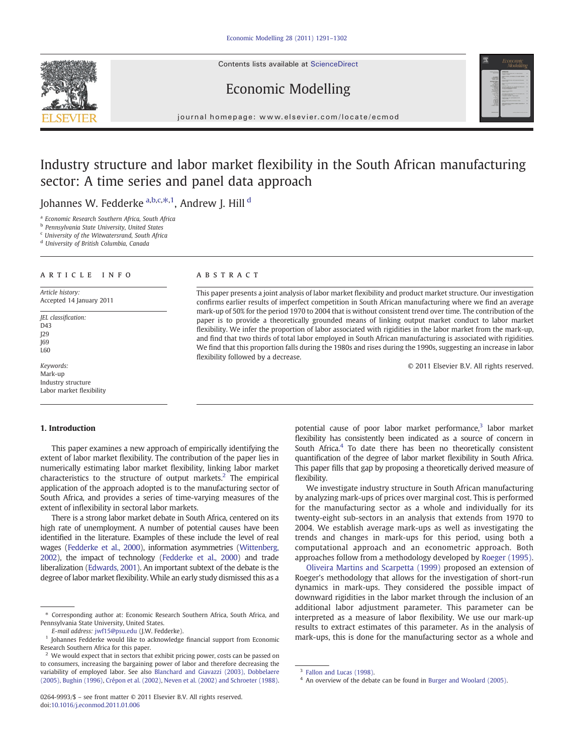# Industry structure and labor market flexibility in the South African manufacturing sector: A time series and panel data approach

Johannes W. Fedderke [a,b,c,*,1], Andrew J. Hill [d]

[a] Economic Research Southern Africa, South Africa
[b] Pennsylvania State University, United States
[c] University of the Witwatersrand, South Africa
[d] University of British Columbia, Canada

## ARTICLE INFO

*Article history:*
Accepted 14 January 2011

*JEL classification:*
D43
J29
J69
L60

*Keywords:*
Mark-up
Industry structure
Labor market flexibility

## ABSTRACT

This paper presents a joint analysis of labor market flexibility and product market structure. Our investigation confirms earlier results of imperfect competition in South African manufacturing where we find an average mark-up of 50% for the period 1970 to 2004 that is without consistent trend over time. The contribution of the paper is to provide a theoretically grounded means of linking output market conduct to labor market flexibility. We infer the proportion of labor associated with rigidities in the labor market from the mark-up, and find that two thirds of total labor employed in South African manufacturing is associated with rigidities. We find that this proportion falls during the 1980s and rises during the 1990s, suggesting an increase in labor flexibility followed by a decrease.

© 2011 Elsevier B.V. All rights reserved.

## 1. Introduction

This paper examines a new approach of empirically identifying the extent of labor market flexibility. The contribution of the paper lies in numerically estimating labor market flexibility, linking labor market characteristics to the structure of output markets.[2] The empirical application of the approach adopted is to the manufacturing sector of South Africa, and provides a series of time-varying measures of the extent of inflexibility in sectoral labor markets.

There is a strong labor market debate in South Africa, centered on its high rate of unemployment. A number of potential causes have been identified in the literature. Examples of these include the level of real wages (Fedderke et al., 2000), information asymmetries (Wittenberg, 2002), the impact of technology (Fedderke et al., 2000) and trade liberalization (Edwards, 2001). An important subtext of the debate is the degree of labor market flexibility. While an early study dismissed this as a potential cause of poor labor market performance,[3] labor market flexibility has consistently been indicated as a source of concern in South Africa.[4] To date there has been no theoretically consistent quantification of the degree of labor market flexibility in South Africa. This paper fills that gap by proposing a theoretically derived measure of flexibility.

We investigate industry structure in South African manufacturing by analyzing mark-ups of prices over marginal cost. This is performed for the manufacturing sector as a whole and individually for its twenty-eight sub-sectors in an analysis that extends from 1970 to 2004. We establish average mark-ups as well as investigating the trends and changes in mark-ups for this period, using both a computational approach and an econometric approach. Both approaches follow from a methodology developed by Roeger (1995).

Oliveira Martins and Scarpetta (1999) proposed an extension of Roeger's methodology that allows for the investigation of short-run dynamics in mark-ups. They considered the possible impact of downward rigidities in the labor market through the inclusion of an additional labor adjustment parameter. This parameter can be interpreted as a measure of labor flexibility. We use our mark-up results to extract estimates of this parameter. As in the analysis of mark-ups, this is done for the manufacturing sector as a whole and

---

* Corresponding author at: Economic Research Southern Africa, South Africa, and Pennsylvania State University, United States.
E-mail address: jwf15@psu.edu (J.W. Fedderke).

[1] Johannes Fedderke would like to acknowledge financial support from Economic Research Southern Africa for this paper.

[2] We would expect that in sectors that exhibit pricing power, costs can be passed on to consumers, increasing the bargaining power of labor and therefore decreasing the variability of employed labor. See also Blanchard and Giavazzi (2003), Dobbelaere (2005), Bughin (1996), Crépon et al. (2002), Neven et al. (2002) and Schroeter (1988).

[3] Fallon and Lucas (1998).

[4] An overview of the debate can be found in Burger and Woolard (2005).

0264-9993/$ – see front matter © 2011 Elsevier B.V. All rights reserved.
doi:10.1016/j.econmod.2011.01.006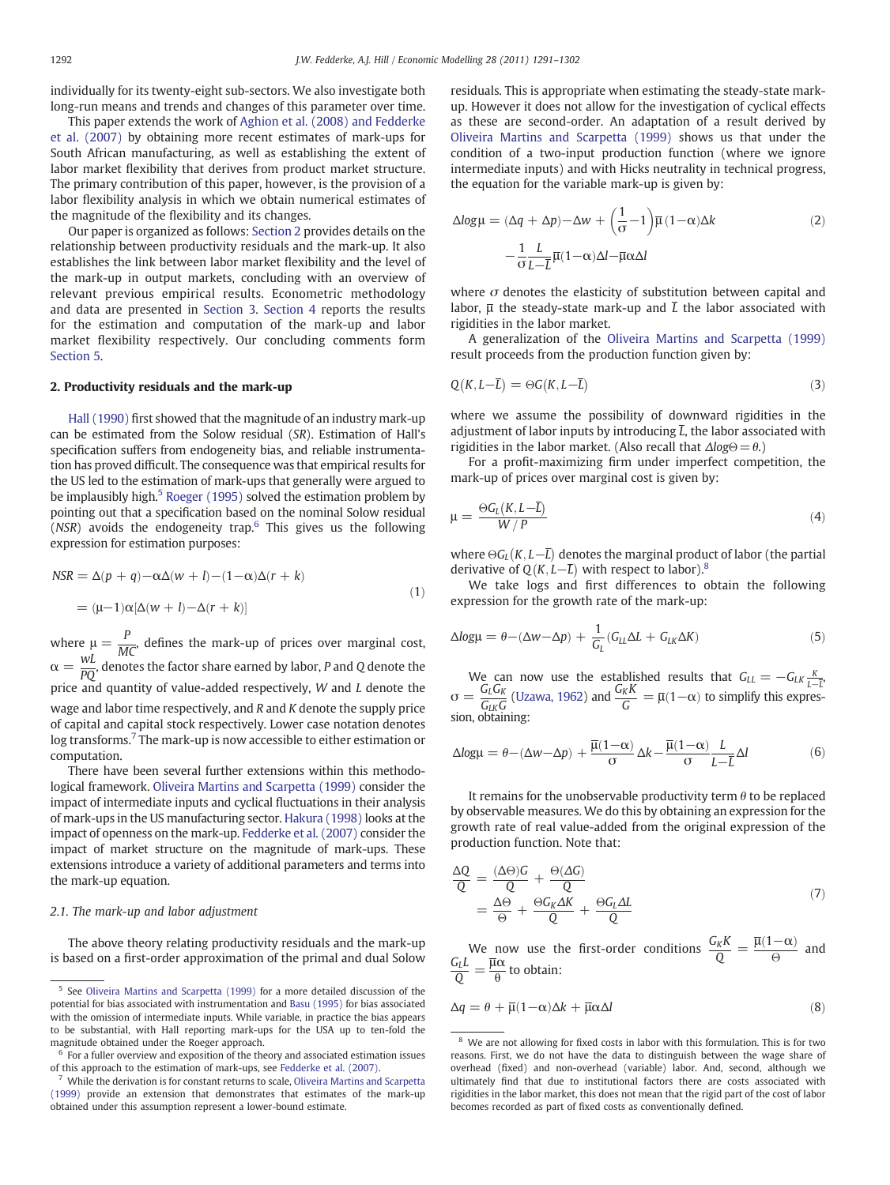individually for its twenty-eight sub-sectors. We also investigate both long-run means and trends and changes of this parameter over time.

This paper extends the work of Aghion et al. (2008) and Fedderke et al. (2007) by obtaining more recent estimates of mark-ups for South African manufacturing, as well as establishing the extent of labor market flexibility that derives from product market structure. The primary contribution of this paper, however, is the provision of a labor flexibility analysis in which we obtain numerical estimates of the magnitude of the flexibility and its changes.

Our paper is organized as follows: Section 2 provides details on the relationship between productivity residuals and the mark-up. It also establishes the link between labor market flexibility and the level of the mark-up in output markets, concluding with an overview of relevant previous empirical results. Econometric methodology and data are presented in Section 3. Section 4 reports the results for the estimation and computation of the mark-up and labor market flexibility respectively. Our concluding comments form Section 5.

## 2. Productivity residuals and the mark-up

Hall (1990) first showed that the magnitude of an industry mark-up can be estimated from the Solow residual (*SR*). Estimation of Hall's specification suffers from endogeneity bias, and reliable instrumentation has proved difficult. The consequence was that empirical results for the US led to the estimation of mark-ups that generally were argued to be implausibly high.[5] Roeger (1995) solved the estimation problem by pointing out that a specification based on the nominal Solow residual (*NSR*) avoids the endogeneity trap.[6] This gives us the following expression for estimation purposes:

$$
\begin{aligned}
NSR &= \Delta(p+q) - \alpha\Delta(w+l) - (1-\alpha)\Delta(r+k) \\
&= (\mu-1)\alpha[\Delta(w+l) - \Delta(r+k)]
\end{aligned}
\tag{1}
$$

where $\mu = \frac{P}{MC}$, defines the mark-up of prices over marginal cost, $\alpha = \frac{wL}{PQ}$, denotes the factor share earned by labor, $P$ and $Q$ denote the price and quantity of value-added respectively, $W$ and $L$ denote the wage and labor time respectively, and $R$ and $K$ denote the supply price of capital and capital stock respectively. Lower case notation denotes log transforms.[7] The mark-up is now accessible to either estimation or computation.

There have been several further extensions within this methodological framework. Oliveira Martins and Scarpetta (1999) consider the impact of intermediate inputs and cyclical fluctuations in their analysis of mark-ups in the US manufacturing sector. Hakura (1998) looks at the impact of openness on the mark-up. Fedderke et al. (2007) consider the impact of market structure on the magnitude of mark-ups. These extensions introduce a variety of additional parameters and terms into the mark-up equation.

### 2.1. The mark-up and labor adjustment

The above theory relating productivity residuals and the mark-up is based on a first-order approximation of the primal and dual Solow residuals. This is appropriate when estimating the steady-state mark-up. However it does not allow for the investigation of cyclical effects as these are second-order. An adaptation of a result derived by Oliveira Martins and Scarpetta (1999) shows us that under the condition of a two-input production function (where we ignore intermediate inputs) and with Hicks neutrality in technical progress, the equation for the variable mark-up is given by:

$$
\begin{aligned}
\Delta \log\mu = {} & (\Delta q + \Delta p) - \Delta w + \left(\frac{1}{\sigma} - 1\right)\overline{\mu}(1-\alpha)\Delta k \\
& - \frac{1}{\sigma}\frac{L}{L-\overline{L}}\overline{\mu}(1-\alpha)\Delta l - \overline{\mu}\alpha\Delta l
\end{aligned}
\tag{2}
$$

where $\sigma$ denotes the elasticity of substitution between capital and labor, $\overline{\mu}$ the steady-state mark-up and $\overline{L}$ the labor associated with rigidities in the labor market.

A generalization of the Oliveira Martins and Scarpetta (1999) result proceeds from the production function given by:

$$
Q(K, L-\overline{L}) = \Theta G(K, L-\overline{L})
\tag{3}
$$

where we assume the possibility of downward rigidities in the adjustment of labor inputs by introducing $\overline{L}$, the labor associated with rigidities in the labor market. (Also recall that $\Delta \log\Theta = \theta$.)

For a profit-maximizing firm under imperfect competition, the mark-up of prices over marginal cost is given by:

$$
\mu = \frac{\Theta G_L(K, L-\overline{L})}{W/P}
\tag{4}
$$

where $\Theta G_L(K, L-\overline{L})$ denotes the marginal product of labor (the partial derivative of $Q(K, L-\overline{L})$ with respect to labor).[8]

We take logs and first differences to obtain the following expression for the growth rate of the mark-up:

$$
\Delta \log\mu = \theta - (\Delta w - \Delta p) + \frac{1}{G_L}(G_{LL}\Delta L + G_{LK}\Delta K)
\tag{5}
$$

We can now use the established results that $G_{LL} = -G_{LK}\frac{K}{L-\overline{L}}$, $\sigma = \frac{G_L G_K}{G_{LK} G}$ (Uzawa, 1962) and $\frac{G_K K}{G} = \overline{\mu}(1-\alpha)$ to simplify this expression, obtaining:

$$
\Delta \log\mu = \theta - (\Delta w - \Delta p) + \frac{\overline{\mu}(1-\alpha)}{\sigma}\Delta k - \frac{\overline{\mu}(1-\alpha)}{\sigma}\frac{L}{L-\overline{L}}\Delta l
\tag{6}
$$

It remains for the unobservable productivity term $\theta$ to be replaced by observable measures. We do this by obtaining an expression for the growth rate of real value-added from the original expression of the production function. Note that:

$$
\begin{aligned}
\frac{\Delta Q}{Q} &= \frac{(\Delta\Theta)G}{Q} + \frac{\Theta(\Delta G)}{Q} \\
&= \frac{\Delta\Theta}{\Theta} + \frac{\Theta G_K \Delta K}{Q} + \frac{\Theta G_L \Delta L}{Q}
\end{aligned}
\tag{7}
$$

We now use the first-order conditions $\frac{G_K K}{Q} = \frac{\overline{\mu}(1-\alpha)}{\Theta}$ and $\frac{G_L L}{Q} = \frac{\overline{\mu}\alpha}{\theta}$ to obtain:

$$
\Delta q = \theta + \overline{\mu}(1-\alpha)\Delta k + \overline{\mu}\alpha\Delta l
\tag{8}
$$

---

[5] See Oliveira Martins and Scarpetta (1999) for a more detailed discussion of the potential for bias associated with instrumentation and Basu (1995) for bias associated with the omission of intermediate inputs. While variable, in practice the bias appears to be substantial, with Hall reporting mark-ups for the USA up to ten-fold the magnitude obtained under the Roeger approach.

[6] For a fuller overview and exposition of the theory and associated estimation issues of this approach to the estimation of mark-ups, see Fedderke et al. (2007).

[7] While the derivation is for constant returns to scale, Oliveira Martins and Scarpetta (1999) provide an extension that demonstrates that estimates of the mark-up obtained under this assumption represent a lower-bound estimate.

[8] We are not allowing for fixed costs in labor with this formulation. This is for two reasons. First, we do not have the data to distinguish between the wage share of overhead (fixed) and non-overhead (variable) labor. And, second, although we ultimately find that due to institutional factors there are costs associated with rigidities in the labor market, this does not mean that the rigid part of the cost of labor becomes recorded as part of fixed costs as conventionally defined.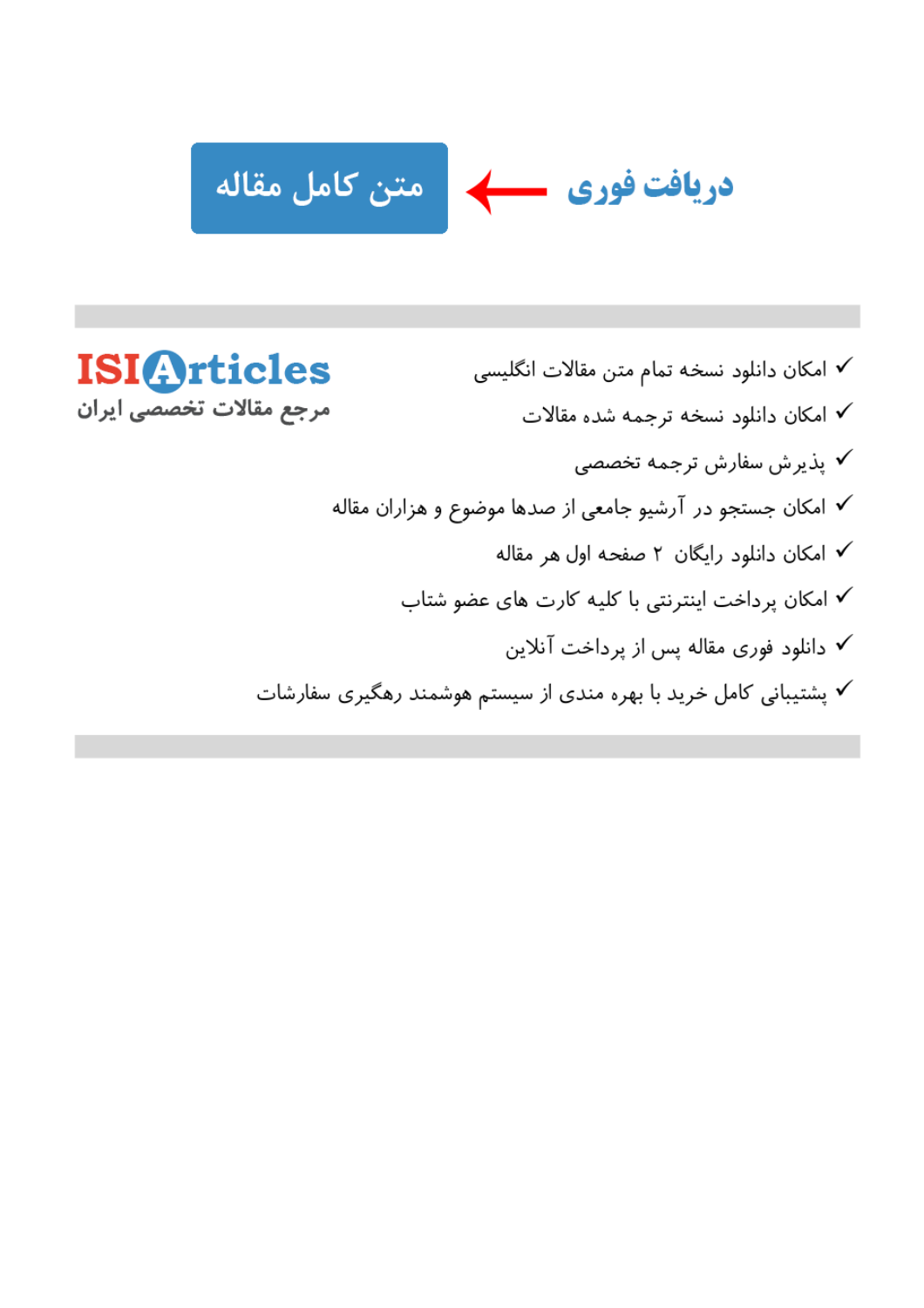دریافت فوری ← **متن کامل مقاله**

**ISIArticles**
مرجع مقالات تخصصی ایران

- ✓ امکان دانلود نسخه تمام متن مقالات انگلیسی
- ✓ امکان دانلود نسخه ترجمه شده مقالات
- ✓ پذیرش سفارش ترجمه تخصصی
- ✓ امکان جستجو در آرشیو جامعی از صدها موضوع و هزاران مقاله
- ✓ امکان دانلود رایگان ۲ صفحه اول هر مقاله
- ✓ امکان پرداخت اینترنتی با کلیه کارت های عضو شتاب
- ✓ دانلود فوری مقاله پس از پرداخت آنلاین
- ✓ پشتیبانی کامل خرید با بهره مندی از سیستم هوشمند رهگیری سفارشات